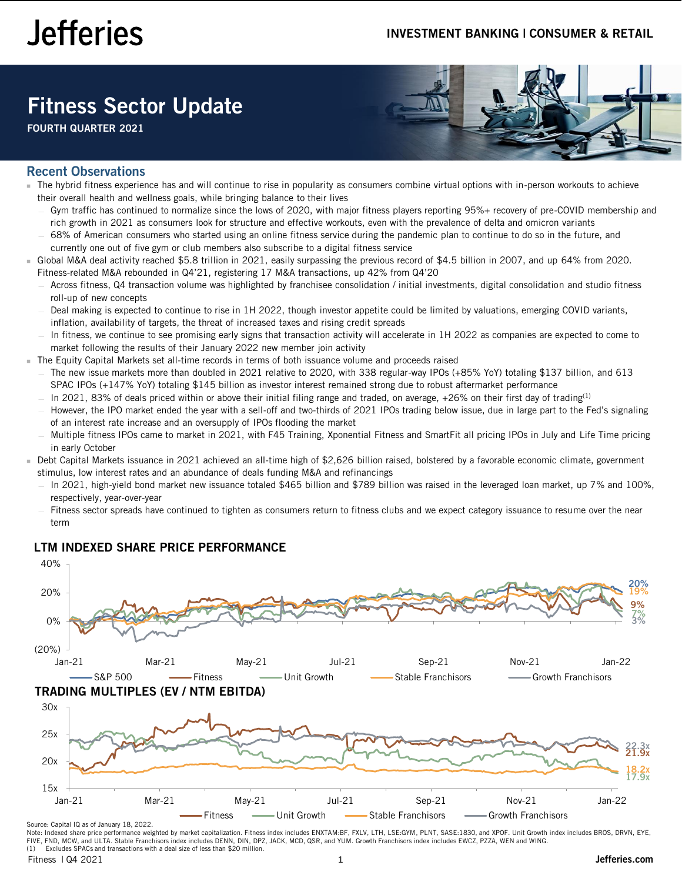Jefferies

INVESTMENT BANKING | CONSUMER & RETAIL

# Fitness Sector Update

FOURTH QUARTER 2021

## Recent Observations

- The hybrid fitness experience has and will continue to rise in popularity as consumers combine virtual options with in-person workouts to achieve their overall health and wellness goals, while bringing balance to their lives
  - Gym traffic has continued to normalize since the lows of 2020, with major fitness players reporting 95%+ recovery of pre-COVID membership and rich growth in 2021 as consumers look for structure and effective workouts, even with the prevalence of delta and omicron variants
  - 68% of American consumers who started using an online fitness service during the pandemic plan to continue to do so in the future, and currently one out of five gym or club members also subscribe to a digital fitness service
- Global M&A deal activity reached $5.8 trillion in 2021, easily surpassing the previous record of $4.5 billion in 2007, and up 64% from 2020. Fitness-related M&A rebounded in Q4'21, registering 17 M&A transactions, up 42% from Q4'20
  - Across fitness, Q4 transaction volume was highlighted by franchisee consolidation / initial investments, digital consolidation and studio fitness roll-up of new concepts
  - Deal making is expected to continue to rise in 1H 2022, though investor appetite could be limited by valuations, emerging COVID variants, inflation, availability of targets, the threat of increased taxes and rising credit spreads
  - In fitness, we continue to see promising early signs that transaction activity will accelerate in 1H 2022 as companies are expected to come to market following the results of their January 2022 new member join activity
- The Equity Capital Markets set all-time records in terms of both issuance volume and proceeds raised
  - The new issue markets more than doubled in 2021 relative to 2020, with 338 regular-way IPOs (+85% YoY) totaling $137 billion, and 613 SPAC IPOs (+147% YoY) totaling $145 billion as investor interest remained strong due to robust aftermarket performance
  - In 2021, 83% of deals priced within or above their initial filing range and traded, on average, +26% on their first day of trading[1]
  - However, the IPO market ended the year with a sell-off and two-thirds of 2021 IPOs trading below issue, due in large part to the Fed's signaling of an interest rate increase and an oversupply of IPOs flooding the market
  - Multiple fitness IPOs came to market in 2021, with F45 Training, Xponential Fitness and SmartFit all pricing IPOs in July and Life Time pricing in early October
- Debt Capital Markets issuance in 2021 achieved an all-time high of $2,626 billion raised, bolstered by a favorable economic climate, government stimulus, low interest rates and an abundance of deals funding M&A and refinancings
  - In 2021, high-yield bond market new issuance totaled $465 billion and $789 billion was raised in the leveraged loan market, up 7% and 100%, respectively, year-over-year
  - Fitness sector spreads have continued to tighten as consumers return to fitness clubs and we expect category issuance to resume over the near term

### LTM INDEXED SHARE PRICE PERFORMANCE

Legend: S&P 500 (20%), Fitness (9%), Unit Growth (7%), Stable Franchisors (19%), Growth Franchisors (3%). Period: Jan-21 to Jan-22.

### TRADING MULTIPLES (EV / NTM EBITDA)

Legend: Fitness (21.9x), Unit Growth (17.9x), Stable Franchisors (18.2x), Growth Franchisors (22.3x). Period: Jan-21 to Jan-22.

Source: Capital IQ as of January 18, 2022.
Note: Indexed share price performance weighted by market capitalization. Fitness index includes ENXTAM:BF, FXLV, LTH, LSE:GYM, PLNT, SASE:1830, and XPOF. Unit Growth index includes BROS, DRVN, EYE, FIVE, FND, MCW, and ULTA. Stable Franchisors index includes DENN, DIN, DPZ, JACK, MCD, QSR, and YUM. Growth Franchisors index includes EWCZ, PZZA, WEN and WING.
(1) Excludes SPACs and transactions with a deal size of less than $20 million.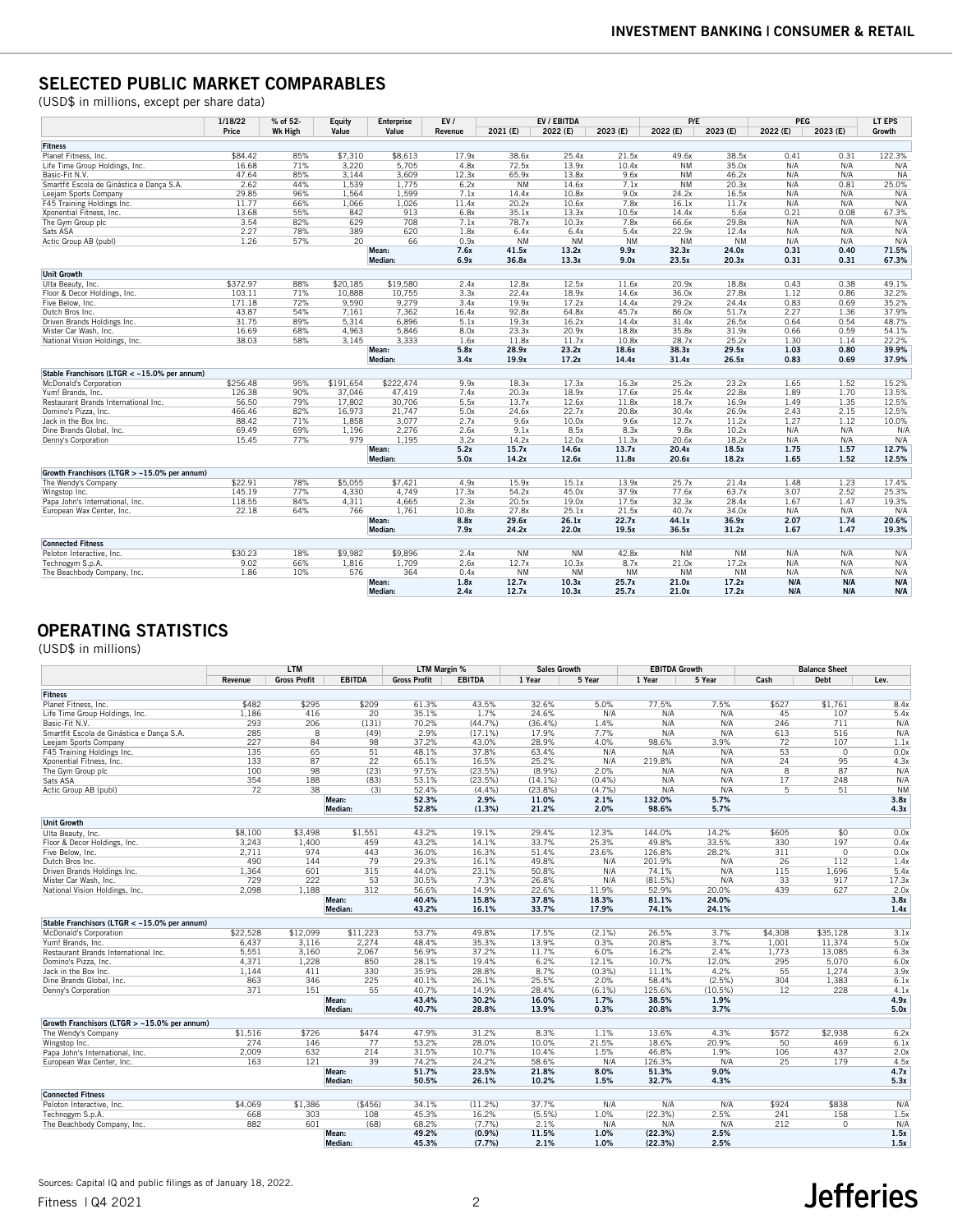## SELECTED PUBLIC MARKET COMPARABLES

(USD$ in millions, except per share data)

| | 1/18/22 Price | % of 52-Wk High | Equity Value | Enterprise Value | EV / Revenue | EV / EBITDA 2021 (E) | EV / EBITDA 2022 (E) | EV / EBITDA 2023 (E) | P/E 2022 (E) | P/E 2023 (E) | PEG 2022 (E) | PEG 2023 (E) | LT EPS Growth |
|---|---|---|---|---|---|---|---|---|---|---|---|---|---|
| **Fitness** | | | | | | | | | | | | | |
| Planet Fitness, Inc. | $84.42 | 85% | $7,310 | $8,613 | 17.9x | 38.6x | 25.4x | 21.5x | 49.6x | 38.5x | 0.41 | 0.31 | 122.3% |
| Life Time Group Holdings, Inc. | 16.68 | 71% | 3,220 | 5,705 | 4.8x | 72.5x | 13.9x | 10.4x | NM | 35.0x | N/A | N/A | N/A |
| Basic-Fit N.V. | 47.64 | 85% | 3,144 | 3,609 | 12.3x | 65.9x | 13.8x | 9.6x | NM | 46.2x | N/A | N/A | NA |
| Smartfit Escola de Ginástica e Dança S.A. | 2.62 | 44% | 1,539 | 1,775 | 6.2x | NM | 14.6x | 7.1x | NM | 20.3x | N/A | 0.81 | 25.0% |
| Leejam Sports Company | 29.85 | 96% | 1,564 | 1,599 | 7.1x | 14.4x | 10.8x | 9.0x | 24.2x | 16.5x | N/A | N/A | N/A |
| F45 Training Holdings Inc. | 11.77 | 66% | 1,066 | 1,026 | 11.4x | 20.2x | 10.6x | 7.8x | 16.1x | 11.7x | N/A | N/A | N/A |
| Xponential Fitness, Inc. | 13.68 | 55% | 842 | 913 | 6.8x | 35.1x | 13.3x | 10.5x | 14.4x | 5.6x | 0.21 | 0.08 | 67.3% |
| The Gym Group plc | 3.54 | 82% | 629 | 708 | 7.1x | 78.7x | 10.3x | 7.8x | 66.6x | 29.8x | N/A | N/A | N/A |
| Sats ASA | 2.27 | 78% | 389 | 620 | 1.8x | 6.4x | 6.4x | 5.4x | 22.9x | 12.4x | N/A | N/A | N/A |
| Actic Group AB (publ) | 1.26 | 57% | 20 | 66 | 0.9x | NM | NM | NM | NM | NM | N/A | N/A | N/A |
| | | | | **Mean:** | **7.6x** | **41.5x** | **13.2x** | **9.9x** | **32.3x** | **24.0x** | **0.31** | **0.40** | **71.5%** |
| | | | | **Median:** | **6.9x** | **36.8x** | **13.3x** | **9.0x** | **23.5x** | **20.3x** | **0.31** | **0.31** | **67.3%** |
| **Unit Growth** | | | | | | | | | | | | | |
| Ulta Beauty, Inc. | $372.97 | 88% | $20,185 | $19,580 | 2.4x | 12.8x | 12.5x | 11.6x | 20.9x | 18.8x | 0.43 | 0.38 | 49.1% |
| Floor & Decor Holdings, Inc. | 103.11 | 71% | 10,888 | 10,755 | 3.3x | 22.4x | 18.9x | 14.6x | 36.0x | 27.8x | 1.12 | 0.86 | 32.2% |
| Five Below, Inc. | 171.18 | 72% | 9,590 | 9,279 | 3.4x | 19.9x | 17.2x | 14.4x | 29.2x | 24.4x | 0.83 | 0.69 | 35.2% |
| Dutch Bros Inc. | 43.87 | 54% | 7,161 | 7,362 | 16.4x | 92.8x | 64.8x | 45.7x | 86.0x | 51.7x | 2.27 | 1.36 | 37.9% |
| Driven Brands Holdings Inc. | 31.75 | 89% | 5,314 | 6,896 | 5.1x | 19.3x | 16.2x | 14.4x | 31.4x | 26.5x | 0.64 | 0.54 | 48.7% |
| Mister Car Wash, Inc. | 16.69 | 68% | 4,963 | 5,846 | 8.0x | 23.3x | 20.9x | 18.8x | 35.8x | 31.9x | 0.66 | 0.59 | 54.1% |
| National Vision Holdings, Inc. | 38.03 | 58% | 3,145 | 3,333 | 1.6x | 11.8x | 11.7x | 10.8x | 28.7x | 25.2x | 1.30 | 1.14 | 22.2% |
| | | | | **Mean:** | **5.8x** | **28.9x** | **23.2x** | **18.6x** | **38.3x** | **29.5x** | **1.03** | **0.80** | **39.9%** |
| | | | | **Median:** | **3.4x** | **19.9x** | **17.2x** | **14.4x** | **31.4x** | **26.5x** | **0.83** | **0.69** | **37.9%** |
| **Stable Franchisors (LTGR < ~15.0% per annum)** | | | | | | | | | | | | | |
| McDonald's Corporation | $256.48 | 95% | $191,654 | $222,474 | 9.9x | 18.3x | 17.3x | 16.3x | 25.2x | 23.2x | 1.65 | 1.52 | 15.2% |
| Yum! Brands, Inc. | 126.38 | 90% | 37,046 | 47,419 | 7.4x | 20.3x | 18.9x | 17.6x | 25.4x | 22.8x | 1.89 | 1.70 | 13.5% |
| Restaurant Brands International Inc. | 56.50 | 79% | 17,802 | 30,706 | 5.5x | 13.7x | 12.6x | 11.8x | 18.7x | 16.9x | 1.49 | 1.35 | 12.5% |
| Domino's Pizza, Inc. | 466.46 | 82% | 16,973 | 21,747 | 5.0x | 24.6x | 22.7x | 20.8x | 30.4x | 26.9x | 2.43 | 2.15 | 12.5% |
| Jack in the Box Inc. | 88.42 | 71% | 1,858 | 3,077 | 2.7x | 9.6x | 10.0x | 9.6x | 12.7x | 11.2x | 1.27 | 1.12 | 10.0% |
| Dine Brands Global, Inc. | 69.49 | 69% | 1,196 | 2,276 | 2.6x | 9.1x | 8.5x | 8.3x | 9.8x | 10.2x | N/A | N/A | N/A |
| Denny's Corporation | 15.45 | 77% | 979 | 1,195 | 3.2x | 14.2x | 12.0x | 11.3x | 20.6x | 18.2x | N/A | N/A | N/A |
| | | | | **Mean:** | **5.2x** | **15.7x** | **14.6x** | **13.7x** | **20.4x** | **18.5x** | **1.75** | **1.57** | **12.7%** |
| | | | | **Median:** | **5.0x** | **14.2x** | **12.6x** | **11.8x** | **20.6x** | **18.2x** | **1.65** | **1.52** | **12.5%** |
| **Growth Franchisors (LTGR > ~15.0% per annum)** | | | | | | | | | | | | | |
| The Wendy's Company | $22.91 | 78% | $5,055 | $7,421 | 4.9x | 15.9x | 15.1x | 13.9x | 25.7x | 21.4x | 1.48 | 1.23 | 17.4% |
| Wingstop Inc. | 145.19 | 77% | 4,330 | 4,749 | 17.3x | 54.2x | 45.0x | 37.9x | 77.6x | 63.7x | 3.07 | 2.52 | 25.3% |
| Papa John's International, Inc. | 118.55 | 84% | 4,311 | 4,665 | 2.3x | 20.5x | 19.0x | 17.5x | 32.3x | 28.4x | 1.67 | 1.47 | 19.3% |
| European Wax Center, Inc. | 22.18 | 64% | 766 | 1,761 | 10.8x | 27.8x | 25.1x | 21.5x | 40.7x | 34.0x | N/A | N/A | N/A |
| | | | | **Mean:** | **8.8x** | **29.6x** | **26.1x** | **22.7x** | **44.1x** | **36.9x** | **2.07** | **1.74** | **20.6%** |
| | | | | **Median:** | **7.9x** | **24.2x** | **22.0x** | **19.5x** | **36.5x** | **31.2x** | **1.67** | **1.47** | **19.3%** |
| **Connected Fitness** | | | | | | | | | | | | | |
| Peloton Interactive, Inc. | $30.23 | 18% | $9,982 | $9,896 | 2.4x | NM | NM | 42.8x | NM | NM | N/A | N/A | N/A |
| Technogym S.p.A. | 9.02 | 66% | 1,816 | 1,709 | 2.6x | 12.7x | 10.3x | 8.7x | 21.0x | 17.2x | N/A | N/A | N/A |
| The Beachbody Company, Inc. | 1.86 | 10% | 576 | 364 | 0.4x | NM | NM | NM | NM | NM | N/A | N/A | N/A |
| | | | | **Mean:** | **1.8x** | **12.7x** | **10.3x** | **25.7x** | **21.0x** | **17.2x** | **N/A** | **N/A** | **N/A** |
| | | | | **Median:** | **2.4x** | **12.7x** | **10.3x** | **25.7x** | **21.0x** | **17.2x** | **N/A** | **N/A** | **N/A** |

## OPERATING STATISTICS

(USD$ in millions)

| | LTM Revenue | LTM Gross Profit | LTM EBITDA | LTM Margin % Gross Profit | LTM Margin % EBITDA | Sales Growth 1 Year | Sales Growth 5 Year | EBITDA Growth 1 Year | EBITDA Growth 5 Year | Balance Sheet Cash | Balance Sheet Debt | Lev. |
|---|---|---|---|---|---|---|---|---|---|---|---|---|
| **Fitness** | | | | | | | | | | | | |
| Planet Fitness, Inc. | $482 | $295 | $209 | 61.3% | 43.5% | 32.6% | 5.0% | 77.5% | 7.5% | $527 | $1,761 | 8.4x |
| Life Time Group Holdings, Inc. | 1,186 | 416 | 20 | 35.1% | 1.7% | 24.6% | N/A | N/A | N/A | 45 | 107 | 5.4x |
| Basic-Fit N.V. | 293 | 206 | (131) | 70.2% | (44.7%) | (36.4%) | 1.4% | N/A | N/A | 246 | 711 | N/A |
| Smartfit Escola de Ginástica e Dança S.A. | 285 | 8 | (49) | 2.9% | (17.1%) | 17.9% | 7.7% | N/A | N/A | 613 | 516 | N/A |
| Leejam Sports Company | 227 | 84 | 98 | 37.2% | 43.0% | 28.9% | 4.0% | 98.6% | 3.9% | 72 | 107 | 1.1x |
| F45 Training Holdings Inc. | 135 | 65 | 51 | 48.1% | 37.8% | 63.4% | N/A | N/A | N/A | 53 | 0 | 0.0x |
| Xponential Fitness, Inc. | 133 | 87 | 22 | 65.1% | 16.5% | 25.2% | N/A | 219.8% | N/A | 24 | 95 | 4.3x |
| The Gym Group plc | 100 | 98 | (23) | 97.5% | (23.5%) | (8.9%) | 2.0% | N/A | N/A | 8 | 87 | N/A |
| Sats ASA | 354 | 188 | (83) | 53.1% | (23.5%) | (14.1%) | (0.4%) | N/A | N/A | 17 | 248 | N/A |
| Actic Group AB (publ) | 72 | 38 | (3) | 52.4% | (4.4%) | (23.8%) | (4.7%) | N/A | N/A | 5 | 51 | NM |
| | | | **Mean:** | **52.3%** | **2.9%** | **11.0%** | **2.1%** | **132.0%** | **5.7%** | | | **3.8x** |
| | | | **Median:** | **52.8%** | **(1.3%)** | **21.2%** | **2.0%** | **98.6%** | **5.7%** | | | **4.3x** |
| **Unit Growth** | | | | | | | | | | | | |
| Ulta Beauty, Inc. | $8,100 | $3,498 | $1,551 | 43.2% | 19.1% | 29.4% | 12.3% | 144.0% | 14.2% | $605 | $0 | 0.0x |
| Floor & Decor Holdings, Inc. | 3,243 | 1,400 | 459 | 43.2% | 14.1% | 33.7% | 25.3% | 49.8% | 33.5% | 330 | 197 | 0.4x |
| Five Below, Inc. | 2,711 | 974 | 443 | 36.0% | 16.3% | 51.4% | 23.6% | 126.8% | 28.2% | 311 | 0 | 0.0x |
| Dutch Bros Inc. | 490 | 144 | 79 | 29.3% | 16.1% | 49.8% | N/A | 201.9% | N/A | 26 | 112 | 1.4x |
| Driven Brands Holdings Inc. | 1,364 | 601 | 315 | 44.0% | 23.1% | 50.8% | N/A | 74.1% | N/A | 115 | 1,696 | 5.4x |
| Mister Car Wash, Inc. | 729 | 222 | 53 | 30.5% | 7.3% | 26.8% | N/A | (81.5%) | N/A | 33 | 917 | 17.3x |
| National Vision Holdings, Inc. | 2,098 | 1,188 | 312 | 56.6% | 14.9% | 22.6% | 11.9% | 52.9% | 20.0% | 439 | 627 | 2.0x |
| | | | **Mean:** | **40.4%** | **15.8%** | **37.8%** | **18.3%** | **81.1%** | **24.0%** | | | **3.8x** |
| | | | **Median:** | **43.2%** | **16.1%** | **33.7%** | **17.9%** | **74.1%** | **24.1%** | | | **1.4x** |
| **Stable Franchisors (LTGR < ~15.0% per annum)** | | | | | | | | | | | | |
| McDonald's Corporation | $22,528 | $12,099 | $11,223 | 53.7% | 49.8% | 17.5% | (2.1%) | 26.5% | 3.7% | $4,308 | $35,128 | 3.1x |
| Yum! Brands, Inc. | 6,437 | 3,116 | 2,274 | 48.4% | 35.3% | 13.9% | 0.3% | 20.8% | 3.7% | 1,001 | 11,374 | 5.0x |
| Restaurant Brands International Inc. | 5,551 | 3,160 | 2,067 | 56.9% | 37.2% | 11.7% | 6.0% | 16.2% | 2.4% | 1,773 | 13,085 | 6.3x |
| Domino's Pizza, Inc. | 4,371 | 1,228 | 850 | 28.1% | 19.4% | 6.2% | 12.1% | 10.7% | 12.0% | 295 | 5,070 | 6.0x |
| Jack in the Box Inc. | 1,144 | 411 | 330 | 35.9% | 28.8% | 8.7% | (0.3%) | 11.1% | 4.2% | 55 | 1,274 | 3.9x |
| Dine Brands Global, Inc. | 863 | 346 | 225 | 40.1% | 26.1% | 25.5% | 2.0% | 58.4% | (2.5%) | 304 | 1,383 | 6.1x |
| Denny's Corporation | 371 | 151 | 55 | 40.7% | 14.9% | 28.4% | (6.1%) | 125.6% | (10.5%) | 12 | 228 | 4.1x |
| | | | **Mean:** | **43.4%** | **30.2%** | **16.0%** | **1.7%** | **38.5%** | **1.9%** | | | **4.9x** |
| | | | **Median:** | **40.7%** | **28.8%** | **13.9%** | **0.3%** | **20.8%** | **3.7%** | | | **5.0x** |
| **Growth Franchisors (LTGR > ~15.0% per annum)** | | | | | | | | | | | | |
| The Wendy's Company | $1,516 | $726 | $474 | 47.9% | 31.2% | 8.3% | 1.1% | 13.6% | 4.3% | $572 | $2,938 | 6.2x |
| Wingstop Inc. | 274 | 146 | 77 | 53.2% | 28.0% | 10.0% | 21.5% | 18.6% | 20.9% | 50 | 469 | 6.1x |
| Papa John's International, Inc. | 2,009 | 632 | 214 | 31.5% | 10.7% | 10.4% | 1.5% | 46.8% | 1.9% | 106 | 437 | 2.0x |
| European Wax Center, Inc. | 163 | 121 | 39 | 74.2% | 24.2% | 58.6% | N/A | 126.3% | N/A | 25 | 179 | 4.5x |
| | | | **Mean:** | **51.7%** | **23.5%** | **21.8%** | **8.0%** | **51.3%** | **9.0%** | | | **4.7x** |
| | | | **Median:** | **50.5%** | **26.1%** | **10.2%** | **1.5%** | **32.7%** | **4.3%** | | | **5.3x** |
| **Connected Fitness** | | | | | | | | | | | | |
| Peloton Interactive, Inc. | $4,069 | $1,386 | ($456) | 34.1% | (11.2%) | 37.7% | N/A | N/A | N/A | $924 | $838 | N/A |
| Technogym S.p.A. | 668 | 303 | 108 | 45.3% | 16.2% | (5.5%) | 1.0% | (22.3%) | 2.5% | 241 | 158 | 1.5x |
| The Beachbody Company, Inc. | 882 | 601 | (68) | 68.2% | (7.7%) | 2.1% | N/A | N/A | N/A | 212 | 0 | N/A |
| | | | **Mean:** | **49.2%** | **(0.9%)** | **11.5%** | **1.0%** | **(22.3%)** | **2.5%** | | | **1.5x** |
| | | | **Median:** | **45.3%** | **(7.7%)** | **2.1%** | **1.0%** | **(22.3%)** | **2.5%** | | | **1.5x** |

Sources: Capital IQ and public filings as of January 18, 2022.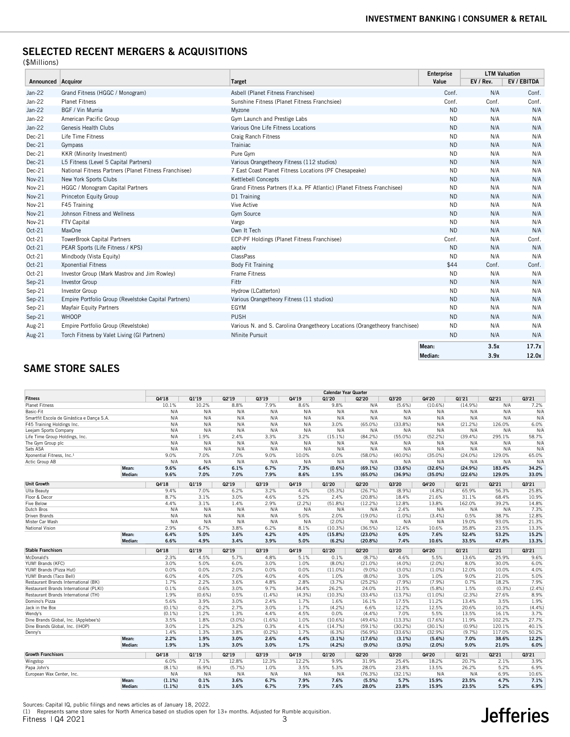## SELECTED RECENT MERGERS & ACQUISITIONS

($Millions)

| Announced | Acquiror | Target | Enterprise Value | LTM Valuation EV / Rev. | LTM Valuation EV / EBITDA |
|---|---|---|---|---|---|
| Jan-22 | Grand Fitness (HGGC / Monogram) | Asbell (Planet Fitness Franchisee) | Conf. | N/A | Conf. |
| Jan-22 | Planet Fitness | Sunshine Fitness (Planet Fitness Franchsiee) | Conf. | Conf. | Conf. |
| Jan-22 | BGF / Vin Murria | Myzone | ND | N/A | N/A |
| Jan-22 | American Pacific Group | Gym Launch and Prestige Labs | ND | N/A | N/A |
| Jan-22 | Genesis Health Clubs | Various One Life Fitness Locations | ND | N/A | N/A |
| Dec-21 | Life Time Fitness | Craig Ranch Fitness | ND | N/A | N/A |
| Dec-21 | Gympass | Trainiac | ND | N/A | N/A |
| Dec-21 | KKR (Minority Investment) | Pure Gym | ND | N/A | N/A |
| Dec-21 | L5 Fitness (Level 5 Capital Partners) | Various Orangetheory Fitness (112 studios) | ND | N/A | N/A |
| Dec-21 | National Fitness Partners (Planet Fitness Franchisee) | 7 East Coast Planet Fitness Locations (PF Chesapeake) | ND | N/A | N/A |
| Nov-21 | New York Sports Clubs | Kettlebell Concepts | ND | N/A | N/A |
| Nov-21 | HGGC / Monogram Capital Partners | Grand Fitness Partners (f.k.a. PF Atlantic) (Planet Fitness Franchisee) | ND | N/A | N/A |
| Nov-21 | Princeton Equity Group | D1 Training | ND | N/A | N/A |
| Nov-21 | F45 Training | Vive Active | ND | N/A | N/A |
| Nov-21 | Johnson Fitness and Wellness | Gym Source | ND | N/A | N/A |
| Nov-21 | FTV Capital | Vargo | ND | N/A | N/A |
| Oct-21 | MaxOne | Own It Tech | ND | N/A | N/A |
| Oct-21 | TowerBrook Capital Partners | ECP-PF Holdings (Planet Fitness Franchisee) | Conf. | N/A | Conf. |
| Oct-21 | PEAR Sports (Life Fitness / KPS) | aaptiv | ND | N/A | N/A |
| Oct-21 | Mindbody (Vista Equity) | ClassPass | ND | N/A | N/A |
| Oct-21 | Xponential Fitness | Body Fit Training | $44 | Conf. | Conf. |
| Oct-21 | Investor Group (Mark Mastrov and Jim Rowley) | Frame Fitness | ND | N/A | N/A |
| Sep-21 | Investor Group | Fittr | ND | N/A | N/A |
| Sep-21 | Investor Group | Hydrow (LCatterton) | ND | N/A | N/A |
| Sep-21 | Empire Portfolio Group (Revelstoke Capital Partners) | Various Orangetheory Fitness (11 studios) | ND | N/A | N/A |
| Sep-21 | Mayfair Equity Partners | EGYM | ND | N/A | N/A |
| Sep-21 | WHOOP | PUSH | ND | N/A | N/A |
| Aug-21 | Empire Portfolio Group (Revelstoke) | Various N. and S. Carolina Orangetheory Locations (Orangetheory franchisee) | ND | N/A | N/A |
| Aug-21 | Torch Fitness by Valet Living (GI Partners) | Nfinite Pursuit | ND | N/A | N/A |
| | | | **Mean:** | **3.5x** | **17.7x** |
| | | | **Median:** | **3.9x** | **12.0x** |

## SAME STORE SALES

| Fitness | | Q4'18 | Q1'19 | Q2'19 | Q3'19 | Q4'19 | Q1'20 | Q2'20 | Q3'20 | Q4'20 | Q1'21 | Q2'21 | Q3'21 |
|---|---|---|---|---|---|---|---|---|---|---|---|---|---|
| | | Calendar Year Quarter | | | | | | | | | | | |
| Planet Fitness | | 10.1% | 10.2% | 8.8% | 7.9% | 8.6% | 9.8% | N/A | (5.6%) | (10.6%) | (14.9%) | N/A | 7.2% |
| Basic-Fit | | N/A | N/A | N/A | N/A | N/A | N/A | N/A | N/A | N/A | N/A | N/A | N/A |
| Smartfit Escola de Ginástica e Dança S.A. | | N/A | N/A | N/A | N/A | N/A | N/A | N/A | N/A | N/A | N/A | N/A | N/A |
| F45 Training Holdings Inc. | | N/A | N/A | N/A | N/A | N/A | 3.0% | (65.0%) | (33.8%) | N/A | (21.2%) | 126.0% | 6.0% |
| Leejam Sports Company | | N/A | N/A | N/A | N/A | N/A | N/A | N/A | N/A | N/A | N/A | N/A | N/A |
| Life Time Group Holdings, Inc. | | N/A | 1.9% | 2.4% | 3.3% | 3.2% | (15.1%) | (84.2%) | (55.0%) | (52.2%) | (39.4%) | 295.1% | 58.7% |
| The Gym Group plc | | N/A | N/A | N/A | N/A | N/A | N/A | N/A | N/A | N/A | N/A | N/A | N/A |
| Sats ASA | | N/A | N/A | N/A | N/A | N/A | N/A | N/A | N/A | N/A | N/A | N/A | N/A |
| Xponential Fitness, Inc.[1] | | 9.0% | 7.0% | 7.0% | 9.0% | 10.0% | 0.0% | (58.0%) | (40.0%) | (35.0%) | (24.0%) | 129.0% | 65.0% |
| Actic Group AB | | N/A | N/A | N/A | N/A | N/A | N/A | N/A | N/A | N/A | N/A | N/A | N/A |
| | **Mean:** | **9.6%** | **6.4%** | **6.1%** | **6.7%** | **7.3%** | **(0.6%)** | **(69.1%)** | **(33.6%)** | **(32.6%)** | **(24.9%)** | **183.4%** | **34.2%** |
| | **Median:** | **9.6%** | **7.0%** | **7.0%** | **7.9%** | **8.6%** | **1.5%** | **(65.0%)** | **(36.9%)** | **(35.0%)** | **(22.6%)** | **129.0%** | **33.0%** |
| **Unit Growth** | | **Q4'18** | **Q1'19** | **Q2'19** | **Q3'19** | **Q4'19** | **Q1'20** | **Q2'20** | **Q3'20** | **Q4'20** | **Q1'21** | **Q2'21** | **Q3'21** |
| Ulta Beauty | | 9.4% | 7.0% | 6.2% | 3.2% | 4.0% | (35.3%) | (26.7%) | (8.9%) | (4.8%) | 65.9% | 56.3% | 25.8% |
| Floor & Decor | | 8.7% | 3.1% | 3.0% | 4.6% | 5.2% | 2.4% | (20.8%) | 18.4% | 21.6% | 31.1% | 68.4% | 10.9% |
| Five Below | | 4.4% | 3.1% | 1.4% | 2.9% | (2.2%) | (51.8%) | (12.2%) | 12.8% | 13.8% | 162.0% | 39.2% | 14.8% |
| Dutch Bros | | N/A | N/A | N/A | N/A | N/A | N/A | N/A | 2.4% | N/A | N/A | N/A | 7.3% |
| Driven Brands | | N/A | N/A | N/A | N/A | 5.0% | 2.0% | (19.0%) | (1.0%) | (3.4%) | 0.5% | 38.7% | 12.8% |
| Mister Car Wash | | N/A | N/A | N/A | N/A | N/A | (2.0%) | N/A | N/A | N/A | 19.0% | 93.0% | 21.3% |
| National Vision | | 2.9% | 6.7% | 3.8% | 6.2% | 8.1% | (10.3%) | (36.5%) | 12.4% | 10.6% | 35.8% | 23.5% | 13.3% |
| | **Mean:** | **6.4%** | **5.0%** | **3.6%** | **4.2%** | **4.0%** | **(15.8%)** | **(23.0%)** | **6.0%** | **7.6%** | **52.4%** | **53.2%** | **15.2%** |
| | **Median:** | **6.6%** | **4.9%** | **3.4%** | **3.9%** | **5.0%** | **(6.2%)** | **(20.8%)** | **7.4%** | **10.6%** | **33.5%** | **47.8%** | **13.3%** |
| **Stable Franchisors** | | **Q4'18** | **Q1'19** | **Q2'19** | **Q3'19** | **Q4'19** | **Q1'20** | **Q2'20** | **Q3'20** | **Q4'20** | **Q1'21** | **Q2'21** | **Q3'21** |
| McDonald's | | 2.3% | 4.5% | 5.7% | 4.8% | 5.1% | 0.1% | (8.7%) | 4.6% | 5.5% | 13.6% | 25.9% | 9.6% |
| YUM! Brands (KFC) | | 3.0% | 5.0% | 6.0% | 3.0% | 1.0% | (8.0%) | (21.0%) | (4.0%) | (2.0%) | 8.0% | 30.0% | 6.0% |
| YUM! Brands (Pizza Hut) | | 0.0% | 0.0% | 2.0% | 0.0% | 0.0% | (11.0%) | (9.0%) | (3.0%) | (1.0%) | 12.0% | 10.0% | 4.0% |
| YUM! Brands (Taco Bell) | | 6.0% | 4.0% | 7.0% | 4.0% | 4.0% | 1.0% | (8.0%) | 3.0% | 1.0% | 9.0% | 21.0% | 5.0% |
| Restaurant Brands International (BK) | | 1.7% | 2.2% | 3.6% | 4.8% | 2.8% | (3.7%) | (25.2%) | (7.9%) | (7.9%) | 0.7% | 18.2% | 7.9% |
| Restaurant Brands International (PLKI) | | 0.1% | 0.6% | 3.0% | 9.7% | 34.4% | 26.2% | 24.0% | 21.5% | (5.8%) | 1.5% | (0.3%) | (2.4%) |
| Restaurant Brands International (TH) | | 1.9% | (0.6%) | 0.5% | (1.4%) | (4.3%) | (10.3%) | (33.4%) | (13.7%) | (11.0%) | (2.3%) | 27.6% | 8.9% |
| Domino's Pizza | | 5.6% | 3.9% | 3.0% | 2.4% | 1.7% | 1.6% | 16.1% | 17.5% | 11.2% | 13.4% | 3.5% | 1.9% |
| Jack in the Box | | (0.1%) | 0.2% | 2.7% | 3.0% | 1.7% | (4.2%) | 6.6% | 12.2% | 12.5% | 20.6% | 10.2% | (4.4%) |
| Wendy's | | (0.1%) | 1.2% | 1.3% | 4.4% | 4.5% | 0.0% | (4.4%) | 7.0% | 5.5% | 13.5% | 16.1% | 3.7% |
| Dine Brands Global, Inc. (Applebee's) | | 3.5% | 1.8% | (3.0%) | (1.6%) | 1.0% | (10.6%) | (49.4%) | (13.3%) | (17.6%) | 11.9% | 102.2% | 27.7% |
| Dine Brands Global, Inc. (IHOP) | | 3.0% | 1.2% | 3.2% | 0.3% | 4.1% | (14.7%) | (59.1%) | (30.2%) | (30.1%) | (0.9%) | 120.1% | 40.1% |
| Denny's | | 1.4% | 1.3% | 3.8% | (0.2%) | 1.7% | (6.3%) | (56.9%) | (33.6%) | (32.9%) | (9.7%) | 117.0% | 50.2% |
| | **Mean:** | **2.2%** | **1.9%** | **3.0%** | **2.6%** | **4.4%** | **(3.1%)** | **(17.6%)** | **(3.1%)** | **(5.6%)** | **7.0%** | **38.6%** | **12.2%** |
| | **Median:** | **1.9%** | **1.3%** | **3.0%** | **3.0%** | **1.7%** | **(4.2%)** | **(9.0%)** | **(3.0%)** | **(2.0%)** | **9.0%** | **21.0%** | **6.0%** |
| **Growth Franchisors** | | **Q4'18** | **Q1'19** | **Q2'19** | **Q3'19** | **Q4'19** | **Q1'20** | **Q2'20** | **Q3'20** | **Q4'20** | **Q1'21** | **Q2'21** | **Q3'21** |
| Wingstop | | 6.0% | 7.1% | 12.8% | 12.3% | 12.2% | 9.9% | 31.9% | 25.4% | 18.2% | 20.7% | 2.1% | 3.9% |
| Papa John's | | (8.1%) | (6.9%) | (5.7%) | 1.0% | 3.5% | 5.3% | 28.0% | 23.8% | 13.5% | 26.2% | 5.2% | 6.9% |
| European Wax Center, Inc. | | N/A | N/A | N/A | N/A | N/A | N/A | (76.3%) | (32.1%) | N/A | N/A | 6.9% | 10.6% |
| | **Mean:** | **(1.1%)** | **0.1%** | **3.6%** | **6.7%** | **7.9%** | **7.6%** | **(5.5%)** | **5.7%** | **15.9%** | **23.5%** | **4.7%** | **7.1%** |
| | **Median:** | **(1.1%)** | **0.1%** | **3.6%** | **6.7%** | **7.9%** | **7.6%** | **28.0%** | **23.8%** | **15.9%** | **23.5%** | **5.2%** | **6.9%** |

Sources: Capital IQ, public filings and news articles as of January 18, 2022.

(1) Represents same store sales for North America based on studios open for 13+ months. Adjusted for Rumble acquisition.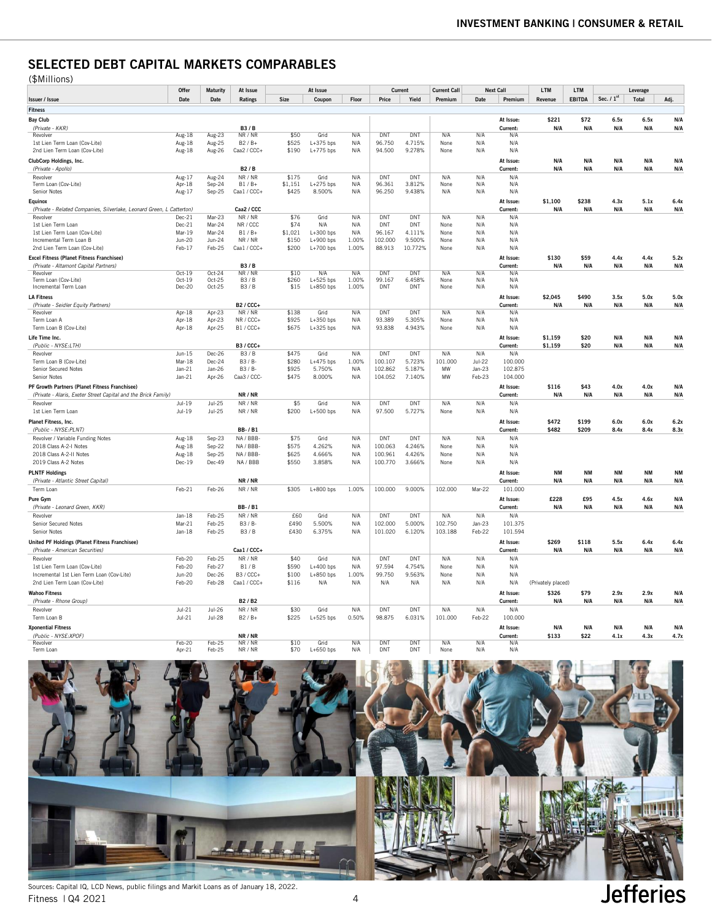## SELECTED DEBT CAPITAL MARKETS COMPARABLES

($Millions)

| | Offer | Maturity | At Issue | At Issue | | | Current | | Current Call | Next Call | | LTM | LTM | Leverage | | |
|---|---|---|---|---|---|---|---|---|---|---|---|---|---|---|---|---|
| Issuer / Issue | Date | Date | Ratings | Size | Coupon | Floor | Price | Yield | Premium | Date | Premium | Revenue | EBITDA | Sec. / 1st | Total | Adj. |
| **Fitness** | | | | | | | | | | | | | | | | |
| **Bay Club** | | | | | | | | | | | At Issue: | $221 | $72 | 6.5x | 6.5x | N/A |
| *(Private - KKR)* | | | **B3 / B** | | | | | | | | Current: | N/A | N/A | N/A | N/A | N/A |
| Revolver | Aug-18 | Aug-23 | NR / NR | $50 | Grid | N/A | DNT | DNT | N/A | N/A | N/A | | | | | |
| 1st Lien Term Loan (Cov-Lite) | Aug-18 | Aug-25 | B2 / B+ | $525 | L+375 bps | N/A | 96.750 | 4.715% | None | N/A | N/A | | | | | |
| 2nd Lien Term Loan (Cov-Lite) | Aug-18 | Aug-26 | Caa2 / CCC+ | $190 | L+775 bps | N/A | 94.500 | 9.278% | None | N/A | N/A | | | | | |
| **ClubCorp Holdings, Inc.** | | | | | | | | | | | At Issue: | N/A | N/A | N/A | N/A | N/A |
| *(Private - Apollo)* | | | **B2 / B** | | | | | | | | Current: | N/A | N/A | N/A | N/A | N/A |
| Revolver | Aug-17 | Aug-24 | NR / NR | $175 | Grid | N/A | DNT | DNT | N/A | N/A | N/A | | | | | |
| Term Loan (Cov-Lite) | Apr-18 | Sep-24 | B1 / B+ | $1,151 | L+275 bps | N/A | 96.361 | 3.812% | None | N/A | N/A | | | | | |
| Senior Notes | Aug-17 | Sep-25 | Caa1 / CCC+ | $425 | 8.500% | N/A | 96.250 | 9.438% | N/A | N/A | N/A | | | | | |
| **Equinox** | | | | | | | | | | | At Issue: | $1,100 | $238 | 4.3x | 5.1x | 6.4x |
| *(Private - Related Companies, Silverlake, Leonard Green, L Catterton)* | | | **Caa2 / CCC** | | | | | | | | Current: | N/A | N/A | N/A | N/A | N/A |
| Revolver | Dec-21 | Mar-23 | NR / NR | $76 | Grid | N/A | DNT | DNT | N/A | N/A | N/A | | | | | |
| 1st Lien Term Loan | Dec-21 | Mar-24 | NR / CCC | $74 | N/A | N/A | DNT | DNT | None | N/A | N/A | | | | | |
| 1st Lien Term Loan (Cov-Lite) | Mar-19 | Mar-24 | B1 / B+ | $1,021 | L+300 bps | N/A | 96.167 | 4.111% | None | N/A | N/A | | | | | |
| Incremental Term Loan B | Jun-20 | Jun-24 | NR / NR | $150 | L+900 bps | 1.00% | 102.000 | 9.500% | None | N/A | N/A | | | | | |
| 2nd Lien Term Loan (Cov-Lite) | Feb-17 | Feb-25 | Caa1 / CCC+ | $200 | L+700 bps | 1.00% | 88.913 | 10.772% | None | N/A | N/A | | | | | |
| **Excel Fitness (Planet Fitness Franchisee)** | | | | | | | | | | | At Issue: | $130 | $59 | 4.4x | 4.4x | 5.2x |
| *(Private - Altamont Capital Partners)* | | | **B3 / B** | | | | | | | | Current: | N/A | N/A | N/A | N/A | N/A |
| Revolver | Oct-19 | Oct-24 | NR / NR | $10 | N/A | N/A | DNT | DNT | N/A | N/A | N/A | | | | | |
| Term Loan (Cov-Lite) | Oct-19 | Oct-25 | B3 / B | $260 | L+525 bps | 1.00% | 99.167 | 6.458% | None | N/A | N/A | | | | | |
| Incremental Term Loan | Dec-20 | Oct-25 | B3 / B | $15 | L+850 bps | 1.00% | DNT | DNT | None | N/A | N/A | | | | | |
| **LA Fitness** | | | | | | | | | | | At Issue: | $2,045 | $490 | 3.5x | 5.0x | 5.0x |
| *(Private - Seidler Equity Partners)* | | | **B2 / CCC+** | | | | | | | | Current: | N/A | N/A | N/A | N/A | N/A |
| Revolver | Apr-18 | Apr-23 | NR / NR | $138 | Grid | N/A | DNT | DNT | N/A | N/A | N/A | | | | | |
| Term Loan A | Apr-18 | Apr-23 | NR / CCC+ | $925 | L+350 bps | N/A | 93.389 | 5.305% | None | N/A | N/A | | | | | |
| Term Loan B (Cov-Lite) | Apr-18 | Apr-25 | B1 / CCC+ | $675 | L+325 bps | N/A | 93.838 | 4.943% | None | N/A | N/A | | | | | |
| **Life Time Inc.** | | | | | | | | | | | At Issue: | $1,159 | $20 | N/A | N/A | N/A |
| *(Public - NYSE:LTH)* | | | **B3 / CCC+** | | | | | | | | Current: | $1,159 | $20 | N/A | N/A | N/A |
| Revolver | Jun-15 | Dec-26 | B3 / B | $475 | Grid | N/A | DNT | DNT | N/A | N/A | N/A | | | | | |
| Term Loan B (Cov-Lite) | Mar-18 | Dec-24 | B3 / B- | $280 | L+475 bps | 1.00% | 100.107 | 5.723% | 101.000 | Jul-22 | 100.000 | | | | | |
| Senior Secured Notes | Jan-21 | Jan-26 | B3 / B- | $925 | 5.750% | N/A | 102.862 | 5.187% | MW | Jan-23 | 102.875 | | | | | |
| Senior Notes | Jan-21 | Apr-26 | Caa3 / CCC- | $475 | 8.000% | N/A | 104.052 | 7.140% | MW | Feb-23 | 104.000 | | | | | |
| **PF Growth Partners (Planet Fitness Franchisee)** | | | | | | | | | | | At Issue: | $116 | $43 | 4.0x | 4.0x | N/A |
| *(Private - Alaris, Exeter Street Capital and the Brick Family)* | | | **NR / NR** | | | | | | | | Current: | N/A | N/A | N/A | N/A | N/A |
| Revolver | Jul-19 | Jul-25 | NR / NR | $5 | Grid | N/A | DNT | DNT | N/A | N/A | N/A | | | | | |
| 1st Lien Term Loan | Jul-19 | Jul-25 | NR / NR | $200 | L+500 bps | N/A | 97.500 | 5.727% | None | N/A | N/A | | | | | |
| **Planet Fitness, Inc.** | | | | | | | | | | | At Issue: | $472 | $199 | 6.0x | 6.0x | 6.2x |
| *(Public - NYSE:PLNT)* | | | **BB- / B1** | | | | | | | | Current: | $482 | $209 | 8.4x | 8.4x | 8.3x |
| Revolver / Variable Funding Notes | Aug-18 | Sep-23 | NA / BBB- | $75 | Grid | N/A | DNT | DNT | N/A | N/A | N/A | | | | | |
| 2018 Class A-2-I Notes | Aug-18 | Sep-22 | NA / BBB- | $575 | 4.262% | N/A | 100.063 | 4.246% | None | N/A | N/A | | | | | |
| 2018 Class A-2-II Notes | Aug-18 | Sep-25 | NA / BBB- | $625 | 4.666% | N/A | 100.961 | 4.426% | None | N/A | N/A | | | | | |
| 2019 Class A-2 Notes | Dec-19 | Dec-49 | NA / BBB | $550 | 3.858% | N/A | 100.770 | 3.666% | None | N/A | N/A | | | | | |
| **PLNTF Holdings** | | | | | | | | | | | At Issue: | NM | NM | NM | NM | NM |
| *(Private - Atlantic Street Capital)* | | | **NR / NR** | | | | | | | | Current: | N/A | N/A | N/A | N/A | N/A |
| Term Loan | Feb-21 | Feb-26 | NR / NR | $305 | L+800 bps | 1.00% | 100.000 | 9.000% | 102.000 | Mar-22 | 101.000 | | | | | |
| **Pure Gym** | | | | | | | | | | | At Issue: | £228 | £95 | 4.5x | 4.6x | N/A |
| *(Private - Leonard Green, KKR)* | | | **BB- / B1** | | | | | | | | Current: | N/A | N/A | N/A | N/A | N/A |
| Revolver | Jan-18 | Feb-25 | NR / NR | £60 | Grid | N/A | DNT | DNT | N/A | N/A | N/A | | | | | |
| Senior Secured Notes | Mar-21 | Feb-25 | B3 / B- | £490 | 5.500% | N/A | 102.000 | 5.000% | 102.750 | Jan-23 | 101.375 | | | | | |
| Senior Notes | Jan-18 | Feb-25 | B3 / B | £430 | 6.375% | N/A | 101.020 | 6.120% | 103.188 | Feb-22 | 101.594 | | | | | |
| **United PF Holdings (Planet Fitness Franchisee)** | | | | | | | | | | | At Issue: | $269 | $118 | 5.5x | 6.4x | 6.4x |
| *(Private - American Securities)* | | | **Caa1 / CCC+** | | | | | | | | Current: | N/A | N/A | N/A | N/A | N/A |
| Revolver | Feb-20 | Feb-25 | NR / NR | $40 | Grid | N/A | DNT | DNT | N/A | N/A | N/A | | | | | |
| 1st Lien Term Loan (Cov-Lite) | Feb-20 | Feb-27 | B1 / B | $590 | L+400 bps | N/A | 97.594 | 4.754% | None | N/A | N/A | | | | | |
| Incremental 1st Lien Term Loan (Cov-Lite) | Jun-20 | Dec-26 | B3 / CCC+ | $100 | L+850 bps | 1.00% | 99.750 | 9.563% | None | N/A | N/A | | | | | |
| 2nd Lien Term Loan (Cov-Lite) | Feb-20 | Feb-28 | Caa1 / CCC+ | $116 | N/A | N/A | N/A | N/A | N/A | N/A | N/A | (Privately placed) | | | | |
| **Wahoo Fitness** | | | | | | | | | | | At Issue: | $326 | $79 | 2.9x | 2.9x | N/A |
| *(Private - Rhone Group)* | | | **B2 / B2** | | | | | | | | Current: | N/A | N/A | N/A | N/A | N/A |
| Revolver | Jul-21 | Jul-26 | NR / NR | $30 | Grid | N/A | DNT | DNT | N/A | N/A | N/A | | | | | |
| Term Loan B | Jul-21 | Jul-28 | B2 / B+ | $225 | L+525 bps | 0.50% | 98.875 | 6.031% | 101.000 | Feb-22 | 100.000 | | | | | |
| **Xponential Fitness** | | | | | | | | | | | At Issue: | N/A | N/A | N/A | N/A | N/A |
| *(Public - NYSE:XPOF)* | | | **NR / NR** | | | | | | | | Current: | $133 | $22 | 4.1x | 4.3x | 4.7x |
| Revolver | Feb-20 | Feb-25 | NR / NR | $10 | Grid | N/A | DNT | DNT | N/A | N/A | N/A | | | | | |
| Term Loan | Apr-21 | Feb-25 | NR / NR | $70 | L+650 bps | N/A | DNT | DNT | None | N/A | N/A | | | | | |

Sources: Capital IQ, LCD News, public filings and Markit Loans as of January 18, 2022.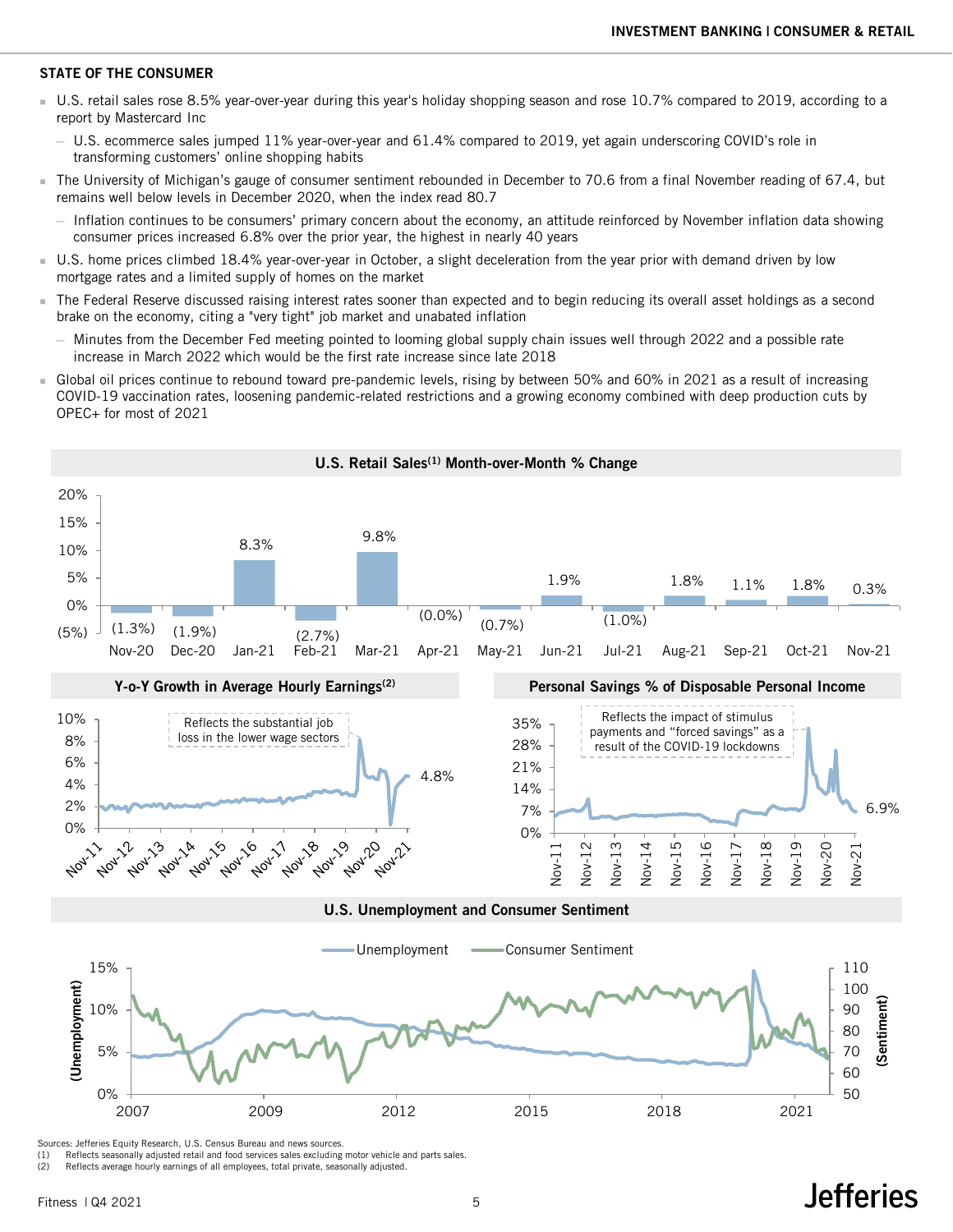## STATE OF THE CONSUMER

- U.S. retail sales rose 8.5% year-over-year during this year's holiday shopping season and rose 10.7% compared to 2019, according to a report by Mastercard Inc
  - U.S. ecommerce sales jumped 11% year-over-year and 61.4% compared to 2019, yet again underscoring COVID's role in transforming customers' online shopping habits
- The University of Michigan's gauge of consumer sentiment rebounded in December to 70.6 from a final November reading of 67.4, but remains well below levels in December 2020, when the index read 80.7
  - Inflation continues to be consumers' primary concern about the economy, an attitude reinforced by November inflation data showing consumer prices increased 6.8% over the prior year, the highest in nearly 40 years
- U.S. home prices climbed 18.4% year-over-year in October, a slight deceleration from the year prior with demand driven by low mortgage rates and a limited supply of homes on the market
- The Federal Reserve discussed raising interest rates sooner than expected and to begin reducing its overall asset holdings as a second brake on the economy, citing a "very tight" job market and unabated inflation
  - Minutes from the December Fed meeting pointed to looming global supply chain issues well through 2022 and a possible rate increase in March 2022 which would be the first rate increase since late 2018
- Global oil prices continue to rebound toward pre-pandemic levels, rising by between 50% and 60% in 2021 as a result of increasing COVID-19 vaccination rates, loosening pandemic-related restrictions and a growing economy combined with deep production cuts by OPEC+ for most of 2021

### U.S. Retail Sales(1) Month-over-Month % Change

| Nov-20 | Dec-20 | Jan-21 | Feb-21 | Mar-21 | Apr-21 | May-21 | Jun-21 | Jul-21 | Aug-21 | Sep-21 | Oct-21 | Nov-21 |
|---|---|---|---|---|---|---|---|---|---|---|---|---|
| (1.3%) | (1.9%) | 8.3% | (2.7%) | 9.8% | (0.0%) | (0.7%) | 1.9% | (1.0%) | 1.8% | 1.1% | 1.8% | 0.3% |

### Y-o-Y Growth in Average Hourly Earnings(2)

Reflects the substantial job loss in the lower wage sectors

4.8%

### Personal Savings % of Disposable Personal Income

Reflects the impact of stimulus payments and "forced savings" as a result of the COVID-19 lockdowns

6.9%

### U.S. Unemployment and Consumer Sentiment

Unemployment / Consumer Sentiment

Sources: Jefferies Equity Research, U.S. Census Bureau and news sources.

(1) Reflects seasonally adjusted retail and food services sales excluding motor vehicle and parts sales.

(2) Reflects average hourly earnings of all employees, total private, seasonally adjusted.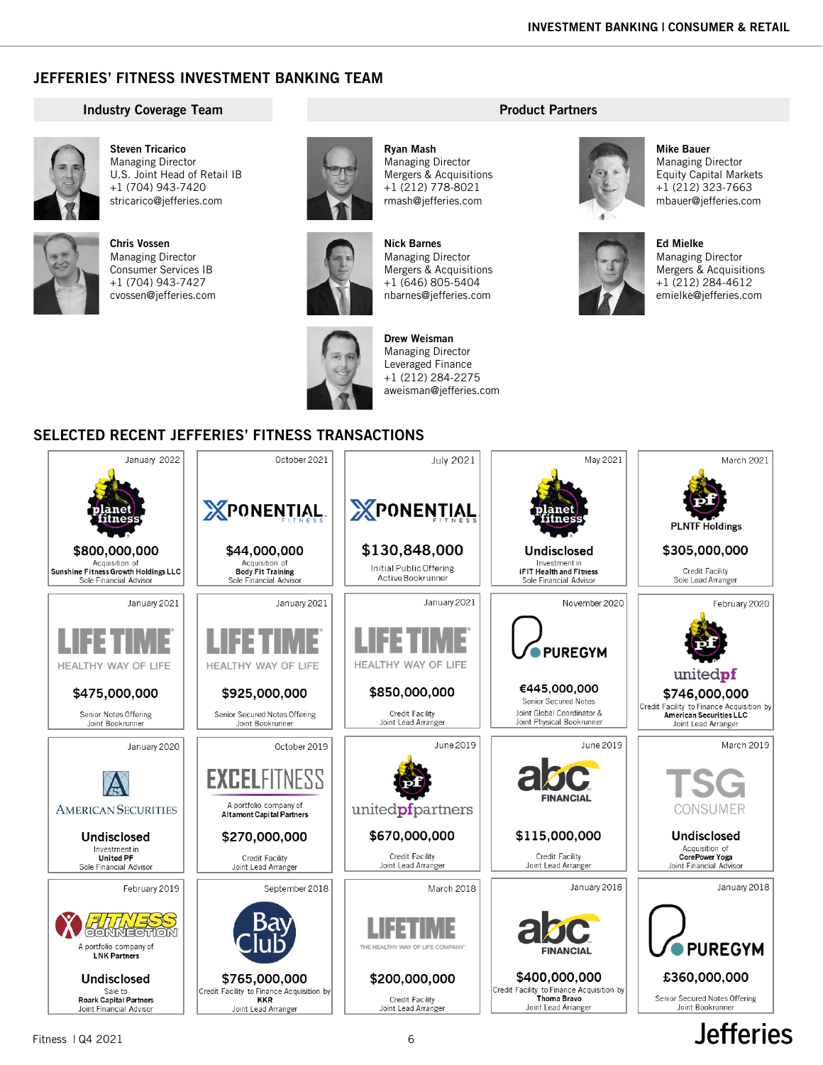## JEFFERIES' FITNESS INVESTMENT BANKING TEAM

### Industry Coverage Team

**Steven Tricarico**
Managing Director
U.S. Joint Head of Retail IB
+1 (704) 943-7420
stricarico@jefferies.com

**Chris Vossen**
Managing Director
Consumer Services IB
+1 (704) 943-7427
cvossen@jefferies.com

### Product Partners

**Ryan Mash**
Managing Director
Mergers & Acquisitions
+1 (212) 778-8021
rmash@jefferies.com

**Nick Barnes**
Managing Director
Mergers & Acquisitions
+1 (646) 805-5404
nbarnes@jefferies.com

**Drew Weisman**
Managing Director
Leveraged Finance
+1 (212) 284-2275
aweisman@jefferies.com

**Mike Bauer**
Managing Director
Equity Capital Markets
+1 (212) 323-7663
mbauer@jefferies.com

**Ed Mielke**
Managing Director
Mergers & Acquisitions
+1 (212) 284-4612
emielke@jefferies.com

## SELECTED RECENT JEFFERIES' FITNESS TRANSACTIONS

| Date | Company | Amount | Description |
|---|---|---|---|
| January 2022 | planet fitness | $800,000,000 | Acquisition of **Sunshine Fitness Growth Holdings LLC** – Sole Financial Advisor |
| October 2021 | XPONENTIAL FITNESS | $44,000,000 | Acquisition of **Body Fit Training** – Sole Financial Advisor |
| July 2021 | XPONENTIAL FITNESS | $130,848,000 | Initial Public Offering – Active Bookrunner |
| May 2021 | planet fitness | Undisclosed | Investment in **iFIT Health and Fitness** – Sole Financial Advisor |
| March 2021 | PLNTF Holdings | $305,000,000 | Credit Facility – Sole Lead Arranger |
| January 2021 | LIFE TIME – HEALTHY WAY OF LIFE | $475,000,000 | Senior Notes Offering – Joint Bookrunner |
| January 2021 | LIFE TIME – HEALTHY WAY OF LIFE | $925,000,000 | Senior Secured Notes Offering – Joint Bookrunner |
| January 2021 | LIFE TIME – HEALTHY WAY OF LIFE | $850,000,000 | Credit Facility – Joint Lead Arranger |
| November 2020 | PUREGYM | €445,000,000 | Senior Secured Notes – Joint Global Coordinator & Joint Physical Bookrunner |
| February 2020 | unitedpf | $746,000,000 | Credit Facility to Finance Acquisition by **American Securities LLC** – Joint Lead Arranger |
| January 2020 | American Securities | Undisclosed | Investment in **United PF** – Sole Financial Advisor |
| October 2019 | EXCELFITNESS – A portfolio company of **Altamont Capital Partners** | $270,000,000 | Credit Facility – Joint Lead Arranger |
| June 2019 | unitedpfpartners | $670,000,000 | Credit Facility – Joint Lead Arranger |
| June 2019 | abc FINANCIAL | $115,000,000 | Credit Facility – Joint Lead Arranger |
| March 2019 | TSG CONSUMER | Undisclosed | Acquisition of **CorePower Yoga** – Joint Financial Advisor |
| February 2019 | FITNESS CONNECTION – A portfolio company of **LNK Partners** | Undisclosed | Sale to **Roark Capital Partners** – Joint Financial Advisor |
| September 2018 | Bay Club | $765,000,000 | Credit Facility to Finance Acquisition by **KKR** – Joint Lead Arranger |
| March 2018 | LIFETIME – THE HEALTHY WAY OF LIFE COMPANY | $200,000,000 | Credit Facility – Joint Lead Arranger |
| January 2018 | abc FINANCIAL | $400,000,000 | Credit Facility to Finance Acquisition by **Thoma Bravo** – Joint Lead Arranger |
| January 2018 | PUREGYM | £360,000,000 | Senior Secured Notes Offering – Joint Bookrunner |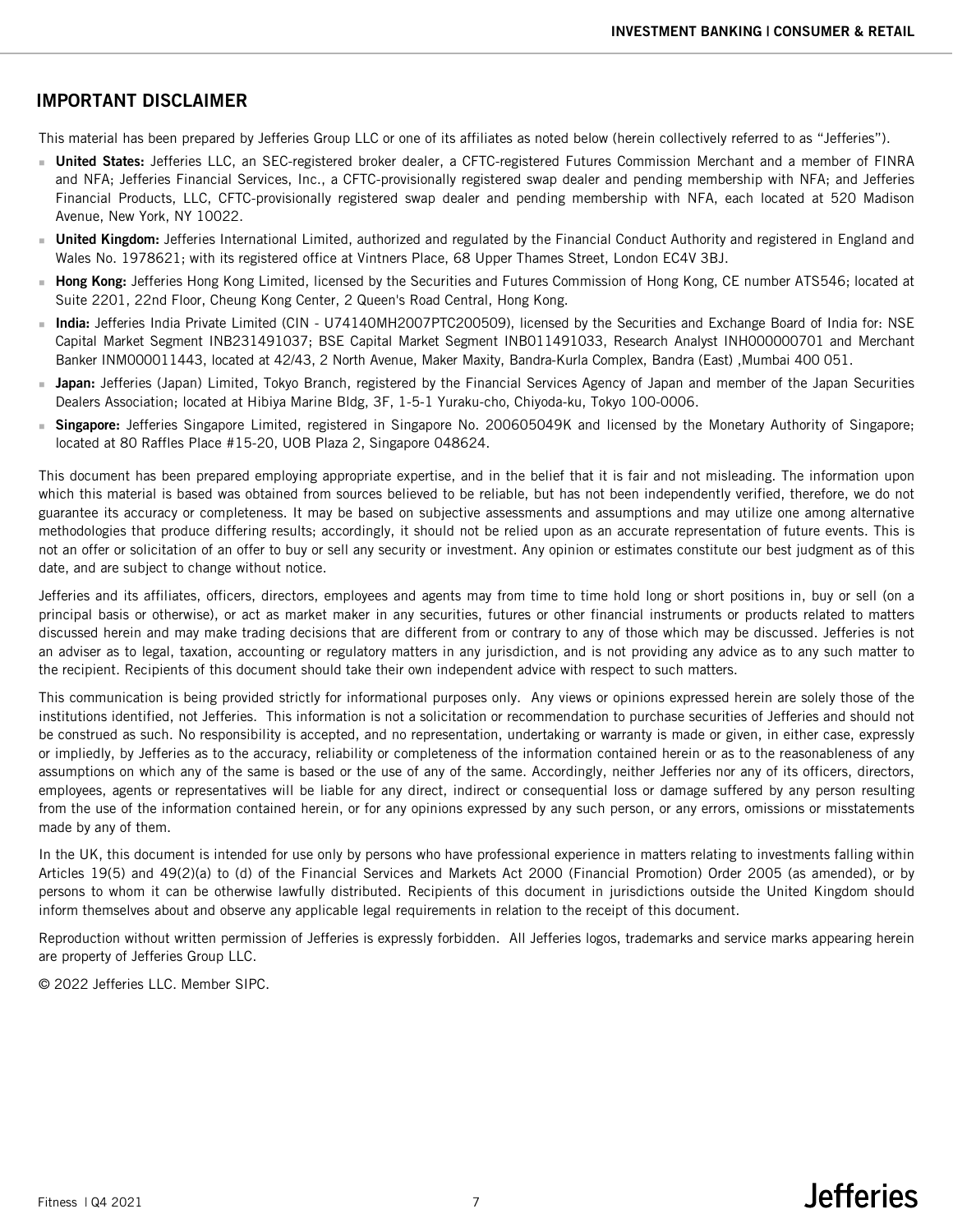## IMPORTANT DISCLAIMER

This material has been prepared by Jefferies Group LLC or one of its affiliates as noted below (herein collectively referred to as "Jefferies").

- **United States:** Jefferies LLC, an SEC-registered broker dealer, a CFTC-registered Futures Commission Merchant and a member of FINRA and NFA; Jefferies Financial Services, Inc., a CFTC-provisionally registered swap dealer and pending membership with NFA; and Jefferies Financial Products, LLC, CFTC-provisionally registered swap dealer and pending membership with NFA, each located at 520 Madison Avenue, New York, NY 10022.
- **United Kingdom:** Jefferies International Limited, authorized and regulated by the Financial Conduct Authority and registered in England and Wales No. 1978621; with its registered office at Vintners Place, 68 Upper Thames Street, London EC4V 3BJ.
- **Hong Kong:** Jefferies Hong Kong Limited, licensed by the Securities and Futures Commission of Hong Kong, CE number ATS546; located at Suite 2201, 22nd Floor, Cheung Kong Center, 2 Queen's Road Central, Hong Kong.
- **India:** Jefferies India Private Limited (CIN - U74140MH2007PTC200509), licensed by the Securities and Exchange Board of India for: NSE Capital Market Segment INB231491037; BSE Capital Market Segment INB011491033, Research Analyst INH000000701 and Merchant Banker INM000011443, located at 42/43, 2 North Avenue, Maker Maxity, Bandra-Kurla Complex, Bandra (East) ,Mumbai 400 051.
- **Japan:** Jefferies (Japan) Limited, Tokyo Branch, registered by the Financial Services Agency of Japan and member of the Japan Securities Dealers Association; located at Hibiya Marine Bldg, 3F, 1-5-1 Yuraku-cho, Chiyoda-ku, Tokyo 100-0006.
- **Singapore:** Jefferies Singapore Limited, registered in Singapore No. 200605049K and licensed by the Monetary Authority of Singapore; located at 80 Raffles Place #15-20, UOB Plaza 2, Singapore 048624.

This document has been prepared employing appropriate expertise, and in the belief that it is fair and not misleading. The information upon which this material is based was obtained from sources believed to be reliable, but has not been independently verified, therefore, we do not guarantee its accuracy or completeness. It may be based on subjective assessments and assumptions and may utilize one among alternative methodologies that produce differing results; accordingly, it should not be relied upon as an accurate representation of future events. This is not an offer or solicitation of an offer to buy or sell any security or investment. Any opinion or estimates constitute our best judgment as of this date, and are subject to change without notice.

Jefferies and its affiliates, officers, directors, employees and agents may from time to time hold long or short positions in, buy or sell (on a principal basis or otherwise), or act as market maker in any securities, futures or other financial instruments or products related to matters discussed herein and may make trading decisions that are different from or contrary to any of those which may be discussed. Jefferies is not an adviser as to legal, taxation, accounting or regulatory matters in any jurisdiction, and is not providing any advice as to any such matter to the recipient. Recipients of this document should take their own independent advice with respect to such matters.

This communication is being provided strictly for informational purposes only. Any views or opinions expressed herein are solely those of the institutions identified, not Jefferies. This information is not a solicitation or recommendation to purchase securities of Jefferies and should not be construed as such. No responsibility is accepted, and no representation, undertaking or warranty is made or given, in either case, expressly or impliedly, by Jefferies as to the accuracy, reliability or completeness of the information contained herein or as to the reasonableness of any assumptions on which any of the same is based or the use of any of the same. Accordingly, neither Jefferies nor any of its officers, directors, employees, agents or representatives will be liable for any direct, indirect or consequential loss or damage suffered by any person resulting from the use of the information contained herein, or for any opinions expressed by any such person, or any errors, omissions or misstatements made by any of them.

In the UK, this document is intended for use only by persons who have professional experience in matters relating to investments falling within Articles 19(5) and 49(2)(a) to (d) of the Financial Services and Markets Act 2000 (Financial Promotion) Order 2005 (as amended), or by persons to whom it can be otherwise lawfully distributed. Recipients of this document in jurisdictions outside the United Kingdom should inform themselves about and observe any applicable legal requirements in relation to the receipt of this document.

Reproduction without written permission of Jefferies is expressly forbidden. All Jefferies logos, trademarks and service marks appearing herein are property of Jefferies Group LLC.

© 2022 Jefferies LLC. Member SIPC.